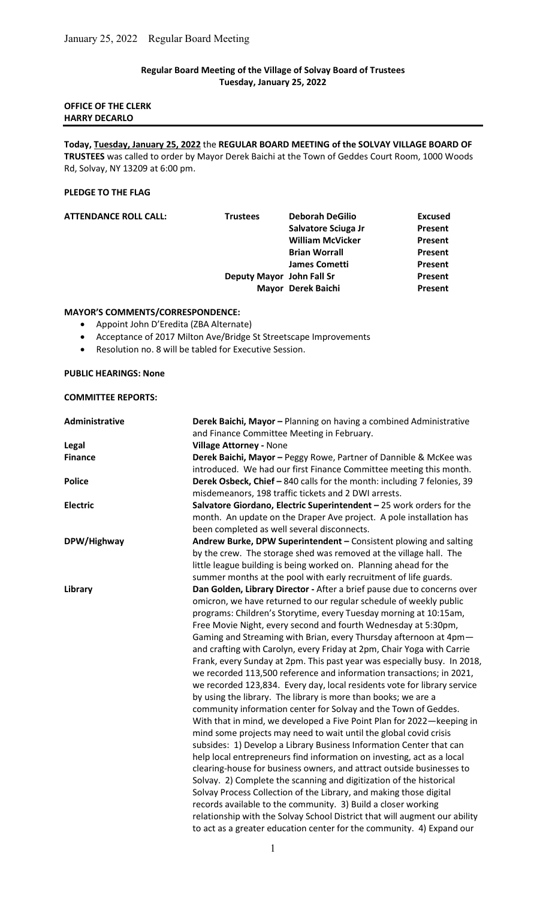# Regular Board Meeting of the Village of Solvay Board of Trustees
**Tuesday, January 25, 2022**

**OFFICE OF THE CLERK**
**HARRY DECARLO**

---

**Today, Tuesday, January 25, 2022** the **REGULAR BOARD MEETING of the SOLVAY VILLAGE BOARD OF TRUSTEES** was called to order by Mayor Derek Baichi at the Town of Geddes Court Room, 1000 Woods Rd, Solvay, NY 13209 at 6:00 pm.

**PLEDGE TO THE FLAG**

| **ATTENDANCE ROLL CALL:** | | | |
|---|---|---|---|
| | **Trustees** | **Deborah DeGilio** | **Excused** |
| | | **Salvatore Sciuga Jr** | **Present** |
| | | **William McVicker** | **Present** |
| | | **Brian Worrall** | **Present** |
| | | **James Cometti** | **Present** |
| | **Deputy Mayor** | **John Fall Sr** | **Present** |
| | **Mayor** | **Derek Baichi** | **Present** |

**MAYOR'S COMMENTS/CORRESPONDENCE:**

- Appoint John D'Eredita (ZBA Alternate)
- Acceptance of 2017 Milton Ave/Bridge St Streetscape Improvements
- Resolution no. 8 will be tabled for Executive Session.

**PUBLIC HEARINGS: None**

**COMMITTEE REPORTS:**

| | |
|---|---|
| **Administrative** | **Derek Baichi, Mayor –** Planning on having a combined Administrative and Finance Committee Meeting in February. |
| **Legal** | **Village Attorney -** None |
| **Finance** | **Derek Baichi, Mayor –** Peggy Rowe, Partner of Dannible & McKee was introduced. We had our first Finance Committee meeting this month. |
| **Police** | **Derek Osbeck, Chief –** 840 calls for the month: including 7 felonies, 39 misdemeanors, 198 traffic tickets and 2 DWI arrests. |
| **Electric** | **Salvatore Giordano, Electric Superintendent –** 25 work orders for the month. An update on the Draper Ave project. A pole installation has been completed as well several disconnects. |
| **DPW/Highway** | **Andrew Burke, DPW Superintendent –** Consistent plowing and salting by the crew. The storage shed was removed at the village hall. The little league building is being worked on. Planning ahead for the summer months at the pool with early recruitment of life guards. |
| **Library** | **Dan Golden, Library Director -** After a brief pause due to concerns over omicron, we have returned to our regular schedule of weekly public programs: Children's Storytime, every Tuesday morning at 10:15am, Free Movie Night, every second and fourth Wednesday at 5:30pm, Gaming and Streaming with Brian, every Thursday afternoon at 4pm—and crafting with Carolyn, every Friday at 2pm, Chair Yoga with Carrie Frank, every Sunday at 2pm. This past year was especially busy. In 2018, we recorded 113,500 reference and information transactions; in 2021, we recorded 123,834. Every day, local residents vote for library service by using the library. The library is more than books; we are a community information center for Solvay and the Town of Geddes. With that in mind, we developed a Five Point Plan for 2022—keeping in mind some projects may need to wait until the global covid crisis subsides: 1) Develop a Library Business Information Center that can help local entrepreneurs find information on investing, act as a local clearing-house for business owners, and attract outside businesses to Solvay. 2) Complete the scanning and digitization of the historical Solvay Process Collection of the Library, and making those digital records available to the community. 3) Build a closer working relationship with the Solvay School District that will augment our ability to act as a greater education center for the community. 4) Expand our |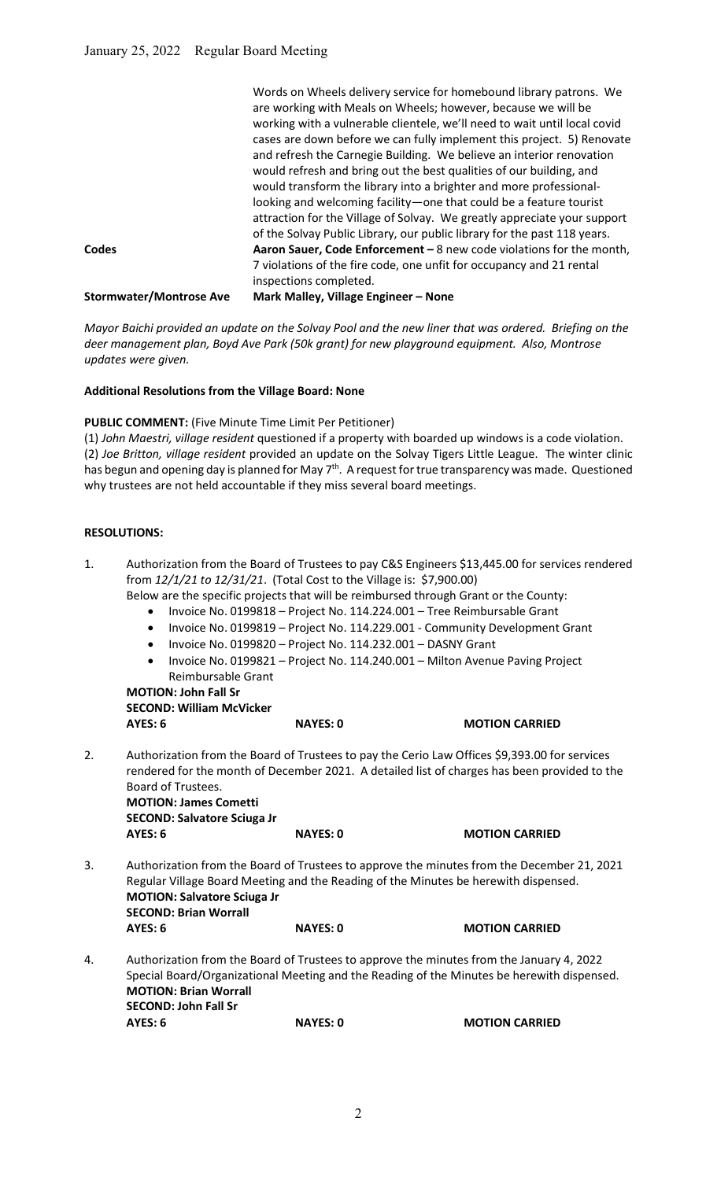Words on Wheels delivery service for homebound library patrons. We are working with Meals on Wheels; however, because we will be working with a vulnerable clientele, we'll need to wait until local covid cases are down before we can fully implement this project. 5) Renovate and refresh the Carnegie Building. We believe an interior renovation would refresh and bring out the best qualities of our building, and would transform the library into a brighter and more professional-looking and welcoming facility—one that could be a feature tourist attraction for the Village of Solvay. We greatly appreciate your support of the Solvay Public Library, our public library for the past 118 years.

**Codes** — **Aaron Sauer, Code Enforcement –** 8 new code violations for the month, 7 violations of the fire code, one unfit for occupancy and 21 rental inspections completed.

**Stormwater/Montrose Ave** — **Mark Malley, Village Engineer – None**

*Mayor Baichi provided an update on the Solvay Pool and the new liner that was ordered. Briefing on the deer management plan, Boyd Ave Park (50k grant) for new playground equipment. Also, Montrose updates were given.*

**Additional Resolutions from the Village Board: None**

**PUBLIC COMMENT:** (Five Minute Time Limit Per Petitioner)

(1) *John Maestri, village resident* questioned if a property with boarded up windows is a code violation.
(2) *Joe Britton, village resident* provided an update on the Solvay Tigers Little League. The winter clinic has begun and opening day is planned for May 7th. A request for true transparency was made. Questioned why trustees are not held accountable if they miss several board meetings.

**RESOLUTIONS:**

1. Authorization from the Board of Trustees to pay C&S Engineers $13,445.00 for services rendered from *12/1/21 to 12/31/21*. (Total Cost to the Village is: $7,900.00)
   Below are the specific projects that will be reimbursed through Grant or the County:
   - Invoice No. 0199818 – Project No. 114.224.001 – Tree Reimbursable Grant
   - Invoice No. 0199819 – Project No. 114.229.001 - Community Development Grant
   - Invoice No. 0199820 – Project No. 114.232.001 – DASNY Grant
   - Invoice No. 0199821 – Project No. 114.240.001 – Milton Avenue Paving Project Reimbursable Grant

   **MOTION: John Fall Sr**
   **SECOND: William McVicker**
   **AYES: 6 NAYES: 0 MOTION CARRIED**

2. Authorization from the Board of Trustees to pay the Cerio Law Offices $9,393.00 for services rendered for the month of December 2021. A detailed list of charges has been provided to the Board of Trustees.
   **MOTION: James Cometti**
   **SECOND: Salvatore Sciuga Jr**
   **AYES: 6 NAYES: 0 MOTION CARRIED**

3. Authorization from the Board of Trustees to approve the minutes from the December 21, 2021 Regular Village Board Meeting and the Reading of the Minutes be herewith dispensed.
   **MOTION: Salvatore Sciuga Jr**
   **SECOND: Brian Worrall**
   **AYES: 6 NAYES: 0 MOTION CARRIED**

4. Authorization from the Board of Trustees to approve the minutes from the January 4, 2022 Special Board/Organizational Meeting and the Reading of the Minutes be herewith dispensed.
   **MOTION: Brian Worrall**
   **SECOND: John Fall Sr**
   **AYES: 6 NAYES: 0 MOTION CARRIED**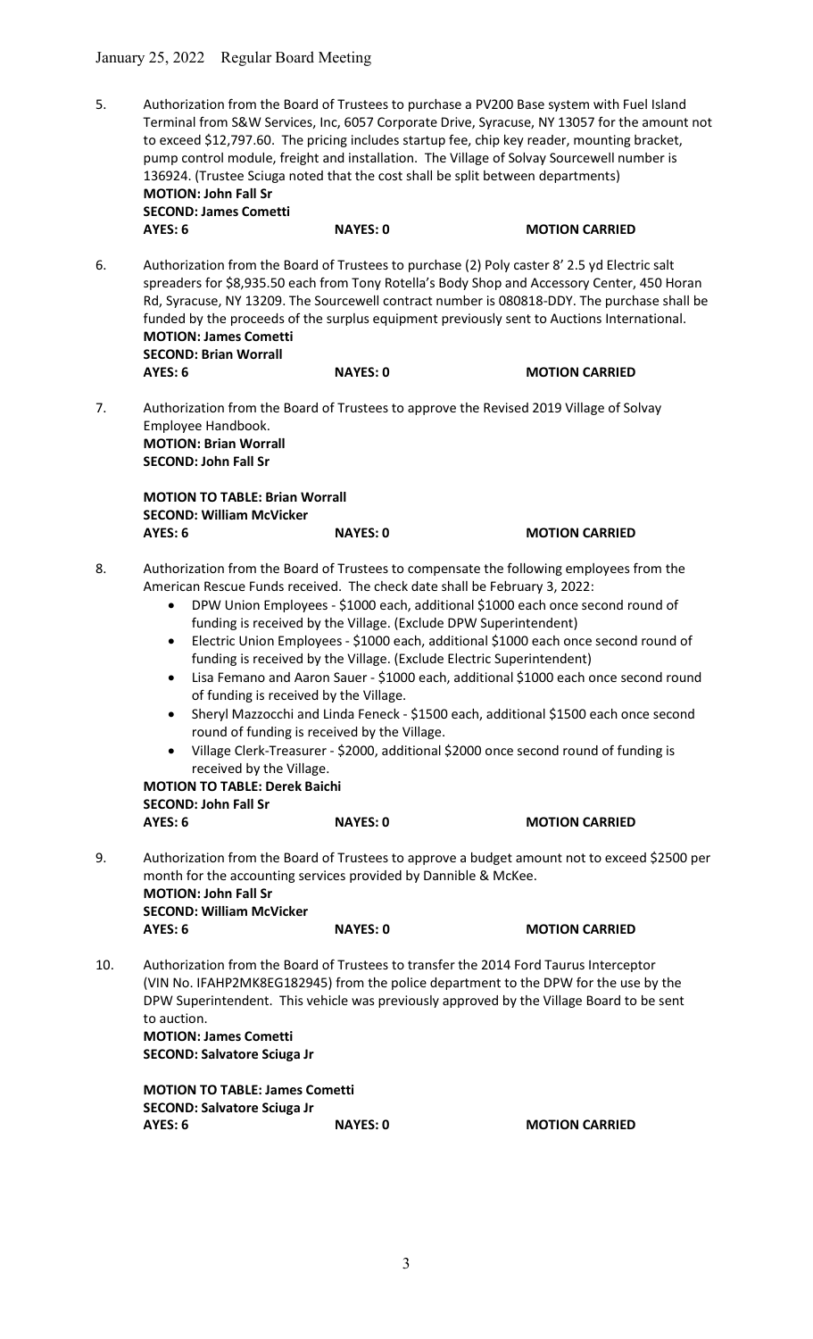5. Authorization from the Board of Trustees to purchase a PV200 Base system with Fuel Island Terminal from S&W Services, Inc, 6057 Corporate Drive, Syracuse, NY 13057 for the amount not to exceed $12,797.60. The pricing includes startup fee, chip key reader, mounting bracket, pump control module, freight and installation. The Village of Solvay Sourcewell number is 136924. (Trustee Sciuga noted that the cost shall be split between departments)
   **MOTION: John Fall Sr**
   **SECOND: James Cometti**
   **AYES: 6** **NAYES: 0** **MOTION CARRIED**

6. Authorization from the Board of Trustees to purchase (2) Poly caster 8' 2.5 yd Electric salt spreaders for $8,935.50 each from Tony Rotella's Body Shop and Accessory Center, 450 Horan Rd, Syracuse, NY 13209. The Sourcewell contract number is 080818-DDY. The purchase shall be funded by the proceeds of the surplus equipment previously sent to Auctions International.
   **MOTION: James Cometti**
   **SECOND: Brian Worrall**
   **AYES: 6** **NAYES: 0** **MOTION CARRIED**

7. Authorization from the Board of Trustees to approve the Revised 2019 Village of Solvay Employee Handbook.
   **MOTION: Brian Worrall**
   **SECOND: John Fall Sr**

   **MOTION TO TABLE: Brian Worrall**
   **SECOND: William McVicker**
   **AYES: 6** **NAYES: 0** **MOTION CARRIED**

8. Authorization from the Board of Trustees to compensate the following employees from the American Rescue Funds received. The check date shall be February 3, 2022:
   - DPW Union Employees - $1000 each, additional $1000 each once second round of funding is received by the Village. (Exclude DPW Superintendent)
   - Electric Union Employees - $1000 each, additional $1000 each once second round of funding is received by the Village. (Exclude Electric Superintendent)
   - Lisa Femano and Aaron Sauer - $1000 each, additional $1000 each once second round of funding is received by the Village.
   - Sheryl Mazzocchi and Linda Feneck - $1500 each, additional $1500 each once second round of funding is received by the Village.
   - Village Clerk-Treasurer - $2000, additional $2000 once second round of funding is received by the Village.

   **MOTION TO TABLE: Derek Baichi**
   **SECOND: John Fall Sr**
   **AYES: 6** **NAYES: 0** **MOTION CARRIED**

9. Authorization from the Board of Trustees to approve a budget amount not to exceed $2500 per month for the accounting services provided by Dannible & McKee.
   **MOTION: John Fall Sr**
   **SECOND: William McVicker**
   **AYES: 6** **NAYES: 0** **MOTION CARRIED**

10. Authorization from the Board of Trustees to transfer the 2014 Ford Taurus Interceptor (VIN No. IFAHP2MK8EG182945) from the police department to the DPW for the use by the DPW Superintendent. This vehicle was previously approved by the Village Board to be sent to auction.
    **MOTION: James Cometti**
    **SECOND: Salvatore Sciuga Jr**

    **MOTION TO TABLE: James Cometti**
    **SECOND: Salvatore Sciuga Jr**
    **AYES: 6** **NAYES: 0** **MOTION CARRIED**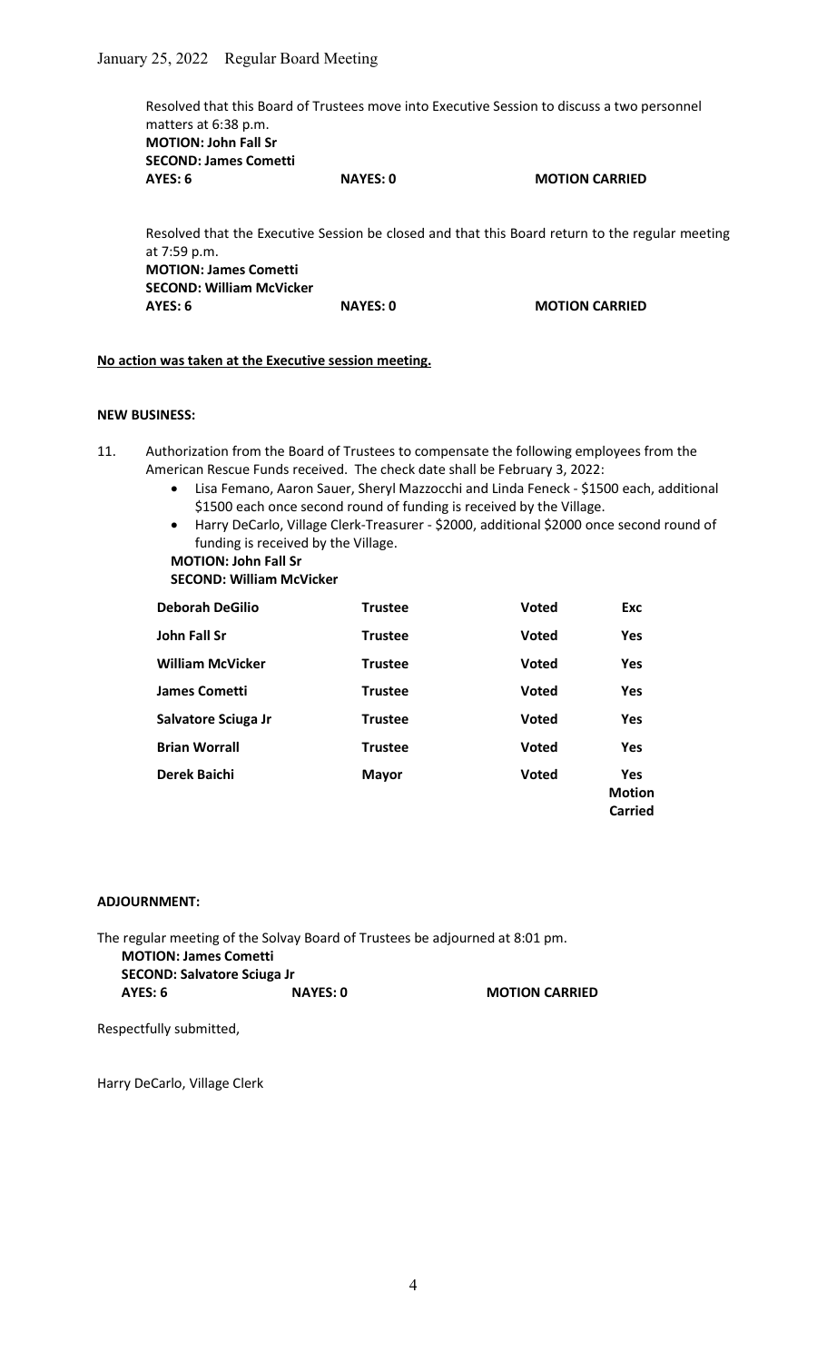Resolved that this Board of Trustees move into Executive Session to discuss a two personnel matters at 6:38 p.m.
**MOTION: John Fall Sr**
**SECOND: James Cometti**
**AYES: 6** **NAYES: 0** **MOTION CARRIED**

Resolved that the Executive Session be closed and that this Board return to the regular meeting at 7:59 p.m.
**MOTION: James Cometti**
**SECOND: William McVicker**
**AYES: 6** **NAYES: 0** **MOTION CARRIED**

**No action was taken at the Executive session meeting.**

**NEW BUSINESS:**

11. Authorization from the Board of Trustees to compensate the following employees from the American Rescue Funds received. The check date shall be February 3, 2022:
    - Lisa Femano, Aaron Sauer, Sheryl Mazzocchi and Linda Feneck - $1500 each, additional $1500 each once second round of funding is received by the Village.
    - Harry DeCarlo, Village Clerk-Treasurer - $2000, additional $2000 once second round of funding is received by the Village.

    **MOTION: John Fall Sr**
    **SECOND: William McVicker**

| | | | |
|---|---|---|---|
| **Deborah DeGilio** | **Trustee** | **Voted** | **Exc** |
| **John Fall Sr** | **Trustee** | **Voted** | **Yes** |
| **William McVicker** | **Trustee** | **Voted** | **Yes** |
| **James Cometti** | **Trustee** | **Voted** | **Yes** |
| **Salvatore Sciuga Jr** | **Trustee** | **Voted** | **Yes** |
| **Brian Worrall** | **Trustee** | **Voted** | **Yes** |
| **Derek Baichi** | **Mayor** | **Voted** | **Yes Motion Carried** |

**ADJOURNMENT:**

The regular meeting of the Solvay Board of Trustees be adjourned at 8:01 pm.
**MOTION: James Cometti**
**SECOND: Salvatore Sciuga Jr**
**AYES: 6** **NAYES: 0** **MOTION CARRIED**

Respectfully submitted,

Harry DeCarlo, Village Clerk